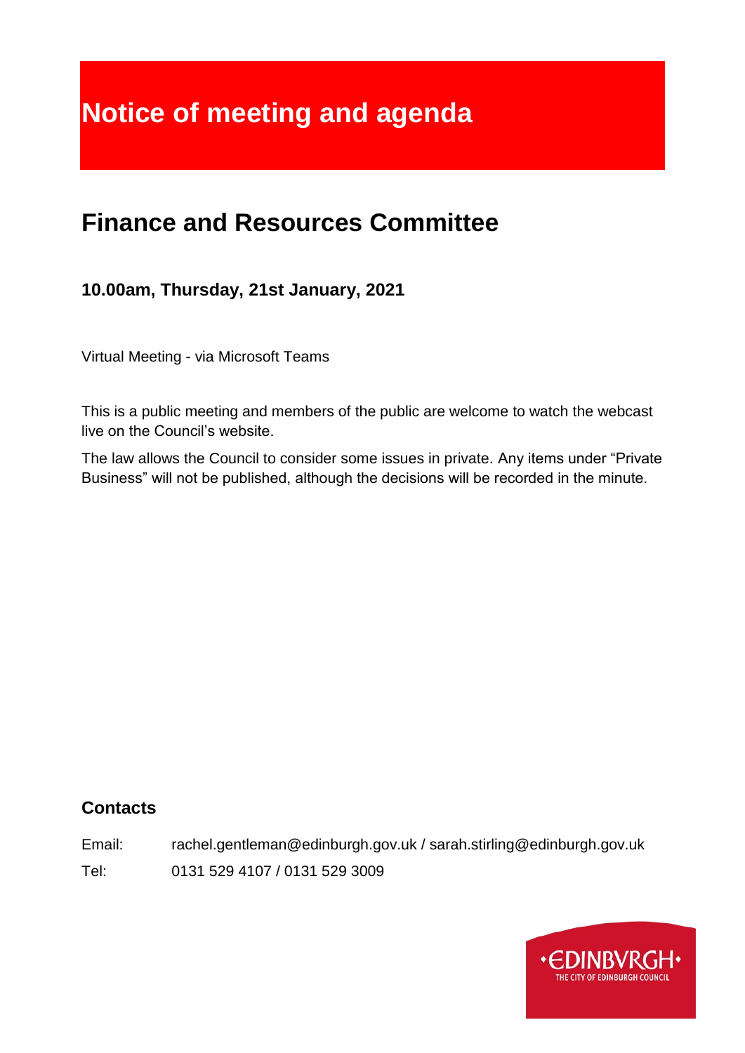# Notice of meeting and agenda

## Finance and Resources Committee

### 10.00am, Thursday, 21st January, 2021

Virtual Meeting - via Microsoft Teams

This is a public meeting and members of the public are welcome to watch the webcast live on the Council's website.

The law allows the Council to consider some issues in private. Any items under "Private Business" will not be published, although the decisions will be recorded in the minute.

### Contacts

Email: rachel.gentleman@edinburgh.gov.uk / sarah.stirling@edinburgh.gov.uk

Tel: 0131 529 4107 / 0131 529 3009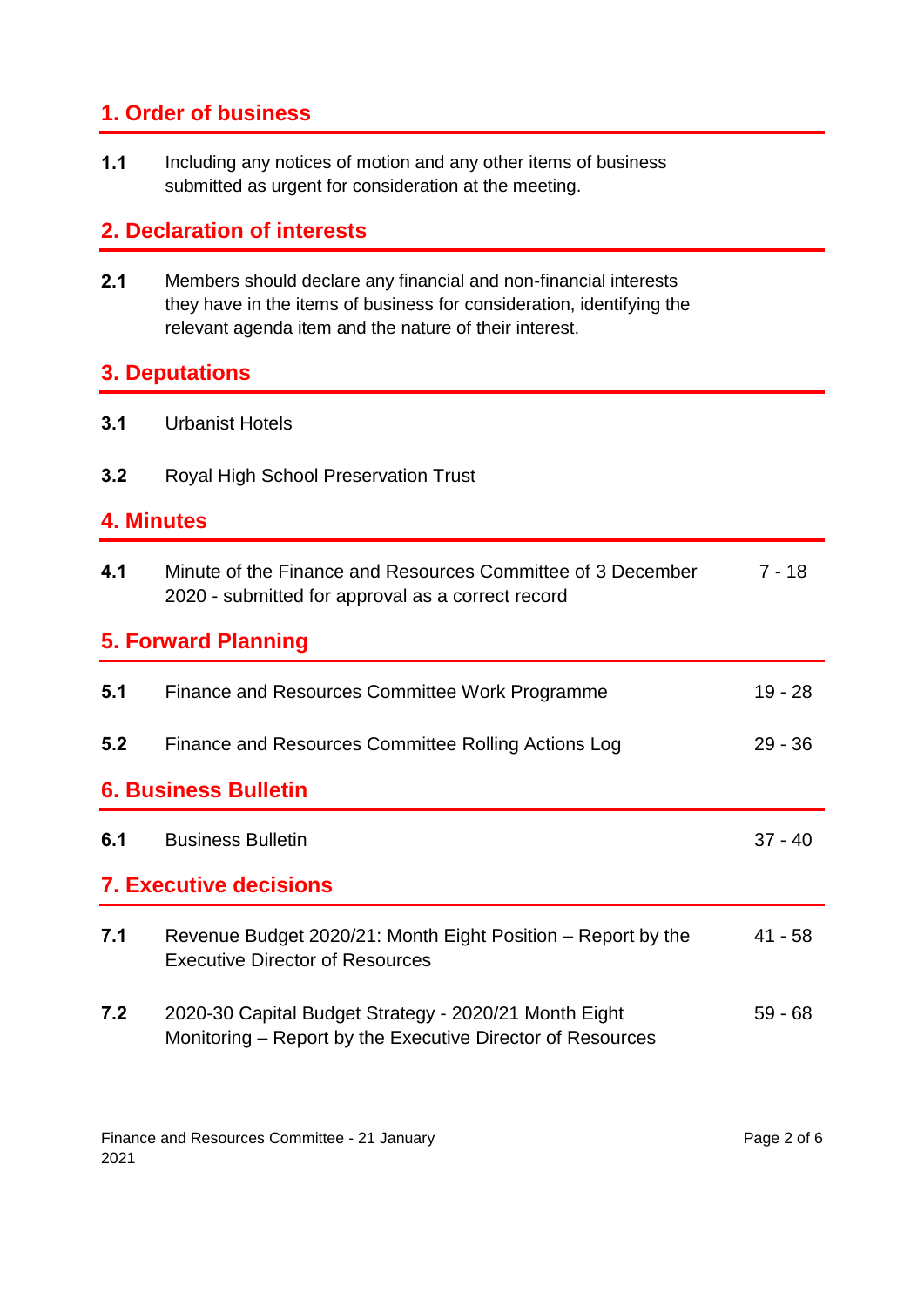## 1. Order of business

**1.1** Including any notices of motion and any other items of business submitted as urgent for consideration at the meeting.

## 2. Declaration of interests

**2.1** Members should declare any financial and non-financial interests they have in the items of business for consideration, identifying the relevant agenda item and the nature of their interest.

## 3. Deputations

**3.1** Urbanist Hotels

**3.2** Royal High School Preservation Trust

## 4. Minutes

**4.1** Minute of the Finance and Resources Committee of 3 December 2020 - submitted for approval as a correct record — 7 - 18

## 5. Forward Planning

**5.1** Finance and Resources Committee Work Programme — 19 - 28

**5.2** Finance and Resources Committee Rolling Actions Log — 29 - 36

## 6. Business Bulletin

**6.1** Business Bulletin — 37 - 40

## 7. Executive decisions

**7.1** Revenue Budget 2020/21: Month Eight Position – Report by the Executive Director of Resources — 41 - 58

**7.2** 2020-30 Capital Budget Strategy - 2020/21 Month Eight Monitoring – Report by the Executive Director of Resources — 59 - 68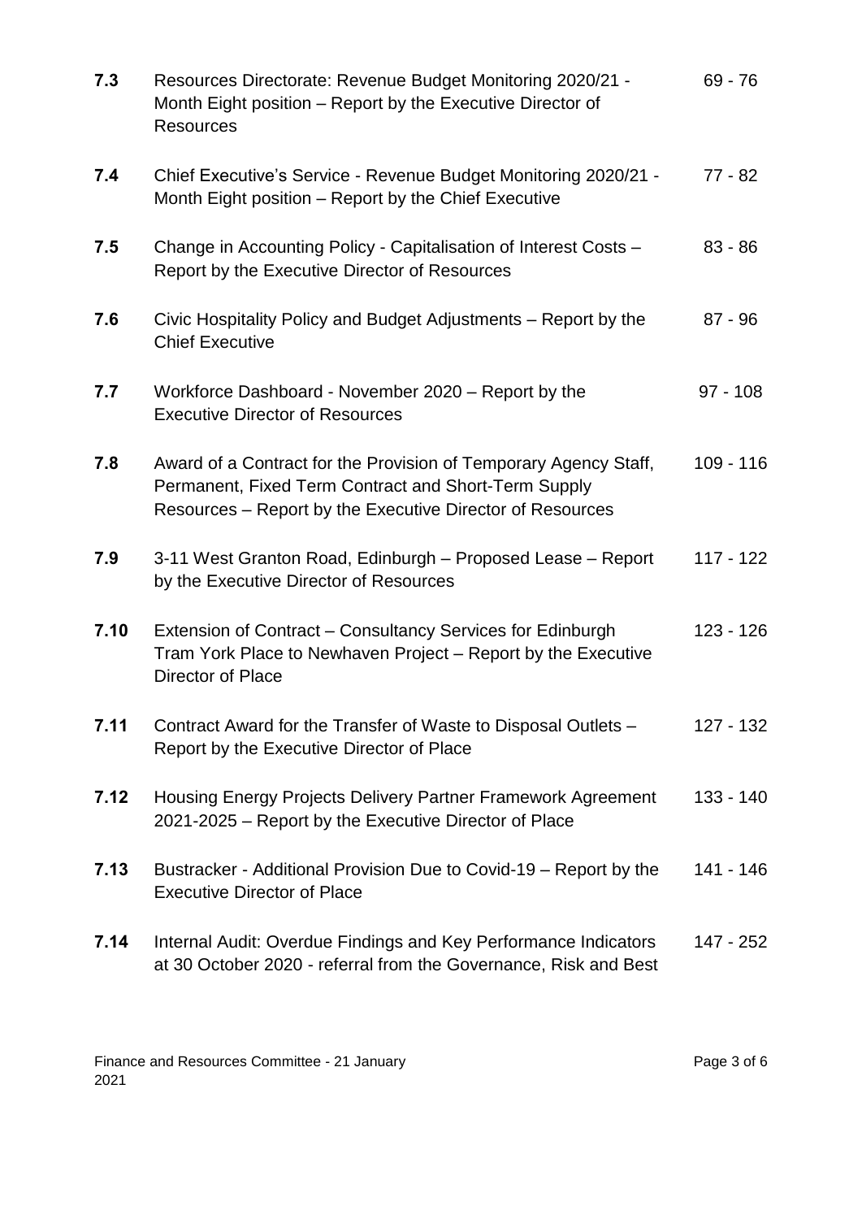| | | |
|---|---|---|
| **7.3** | Resources Directorate: Revenue Budget Monitoring 2020/21 - Month Eight position – Report by the Executive Director of Resources | 69 - 76 |
| **7.4** | Chief Executive's Service - Revenue Budget Monitoring 2020/21 - Month Eight position – Report by the Chief Executive | 77 - 82 |
| **7.5** | Change in Accounting Policy - Capitalisation of Interest Costs – Report by the Executive Director of Resources | 83 - 86 |
| **7.6** | Civic Hospitality Policy and Budget Adjustments – Report by the Chief Executive | 87 - 96 |
| **7.7** | Workforce Dashboard - November 2020 – Report by the Executive Director of Resources | 97 - 108 |
| **7.8** | Award of a Contract for the Provision of Temporary Agency Staff, Permanent, Fixed Term Contract and Short-Term Supply Resources – Report by the Executive Director of Resources | 109 - 116 |
| **7.9** | 3-11 West Granton Road, Edinburgh – Proposed Lease – Report by the Executive Director of Resources | 117 - 122 |
| **7.10** | Extension of Contract – Consultancy Services for Edinburgh Tram York Place to Newhaven Project – Report by the Executive Director of Place | 123 - 126 |
| **7.11** | Contract Award for the Transfer of Waste to Disposal Outlets – Report by the Executive Director of Place | 127 - 132 |
| **7.12** | Housing Energy Projects Delivery Partner Framework Agreement 2021-2025 – Report by the Executive Director of Place | 133 - 140 |
| **7.13** | Bustracker - Additional Provision Due to Covid-19 – Report by the Executive Director of Place | 141 - 146 |
| **7.14** | Internal Audit: Overdue Findings and Key Performance Indicators at 30 October 2020 - referral from the Governance, Risk and Best | 147 - 252 |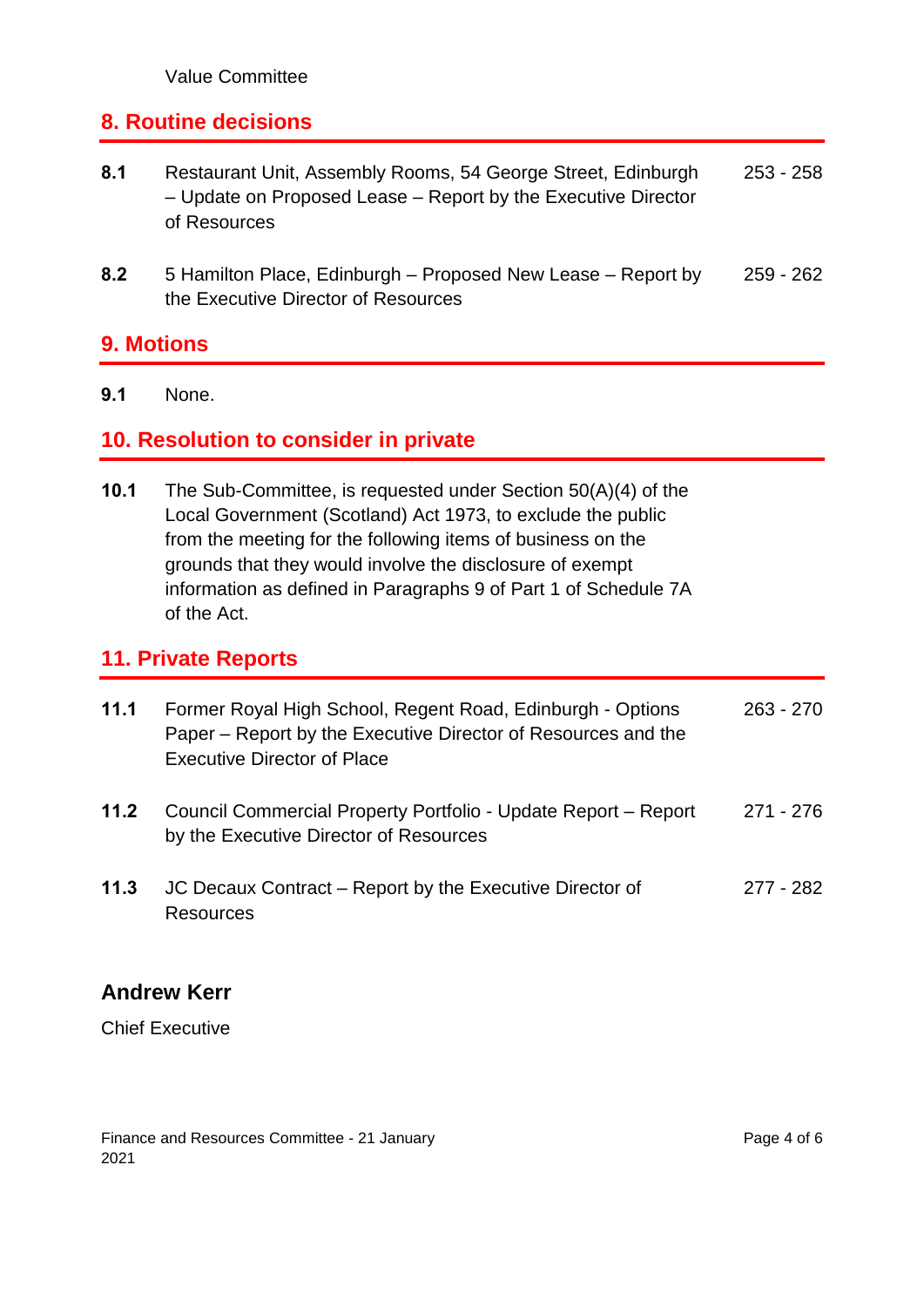Value Committee

## 8. Routine decisions

| | | |
|---|---|---|
| **8.1** | Restaurant Unit, Assembly Rooms, 54 George Street, Edinburgh – Update on Proposed Lease – Report by the Executive Director of Resources | 253 - 258 |
| **8.2** | 5 Hamilton Place, Edinburgh – Proposed New Lease – Report by the Executive Director of Resources | 259 - 262 |

## 9. Motions

**9.1** None.

## 10. Resolution to consider in private

**10.1** The Sub-Committee, is requested under Section 50(A)(4) of the Local Government (Scotland) Act 1973, to exclude the public from the meeting for the following items of business on the grounds that they would involve the disclosure of exempt information as defined in Paragraphs 9 of Part 1 of Schedule 7A of the Act.

## 11. Private Reports

| | | |
|---|---|---|
| **11.1** | Former Royal High School, Regent Road, Edinburgh - Options Paper – Report by the Executive Director of Resources and the Executive Director of Place | 263 - 270 |
| **11.2** | Council Commercial Property Portfolio - Update Report – Report by the Executive Director of Resources | 271 - 276 |
| **11.3** | JC Decaux Contract – Report by the Executive Director of Resources | 277 - 282 |

**Andrew Kerr**

Chief Executive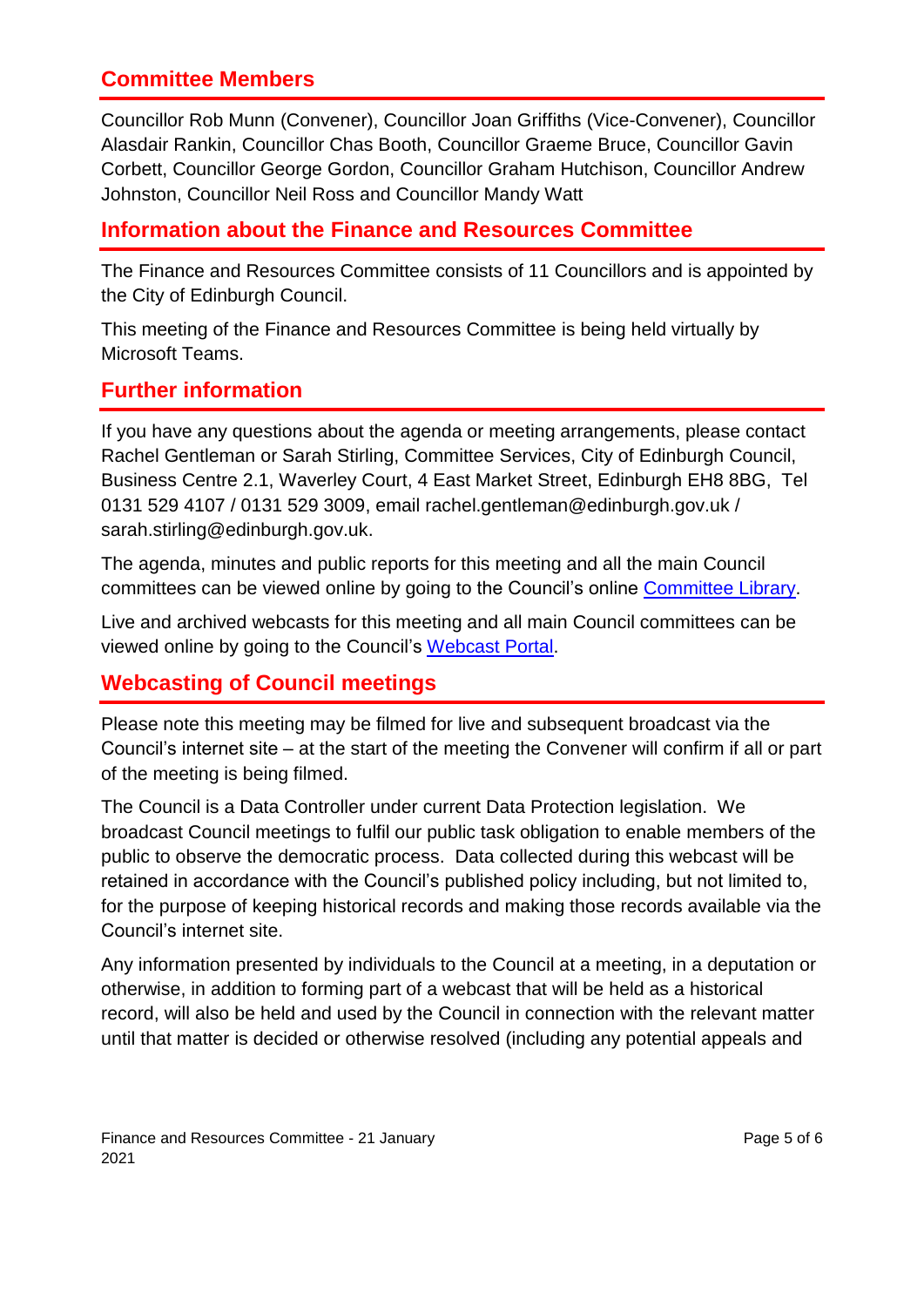## Committee Members

Councillor Rob Munn (Convener), Councillor Joan Griffiths (Vice-Convener), Councillor Alasdair Rankin, Councillor Chas Booth, Councillor Graeme Bruce, Councillor Gavin Corbett, Councillor George Gordon, Councillor Graham Hutchison, Councillor Andrew Johnston, Councillor Neil Ross and Councillor Mandy Watt

## Information about the Finance and Resources Committee

The Finance and Resources Committee consists of 11 Councillors and is appointed by the City of Edinburgh Council.

This meeting of the Finance and Resources Committee is being held virtually by Microsoft Teams.

## Further information

If you have any questions about the agenda or meeting arrangements, please contact Rachel Gentleman or Sarah Stirling, Committee Services, City of Edinburgh Council, Business Centre 2.1, Waverley Court, 4 East Market Street, Edinburgh EH8 8BG, Tel 0131 529 4107 / 0131 529 3009, email rachel.gentleman@edinburgh.gov.uk / sarah.stirling@edinburgh.gov.uk.

The agenda, minutes and public reports for this meeting and all the main Council committees can be viewed online by going to the Council's online Committee Library.

Live and archived webcasts for this meeting and all main Council committees can be viewed online by going to the Council's Webcast Portal.

## Webcasting of Council meetings

Please note this meeting may be filmed for live and subsequent broadcast via the Council's internet site – at the start of the meeting the Convener will confirm if all or part of the meeting is being filmed.

The Council is a Data Controller under current Data Protection legislation. We broadcast Council meetings to fulfil our public task obligation to enable members of the public to observe the democratic process. Data collected during this webcast will be retained in accordance with the Council's published policy including, but not limited to, for the purpose of keeping historical records and making those records available via the Council's internet site.

Any information presented by individuals to the Council at a meeting, in a deputation or otherwise, in addition to forming part of a webcast that will be held as a historical record, will also be held and used by the Council in connection with the relevant matter until that matter is decided or otherwise resolved (including any potential appeals and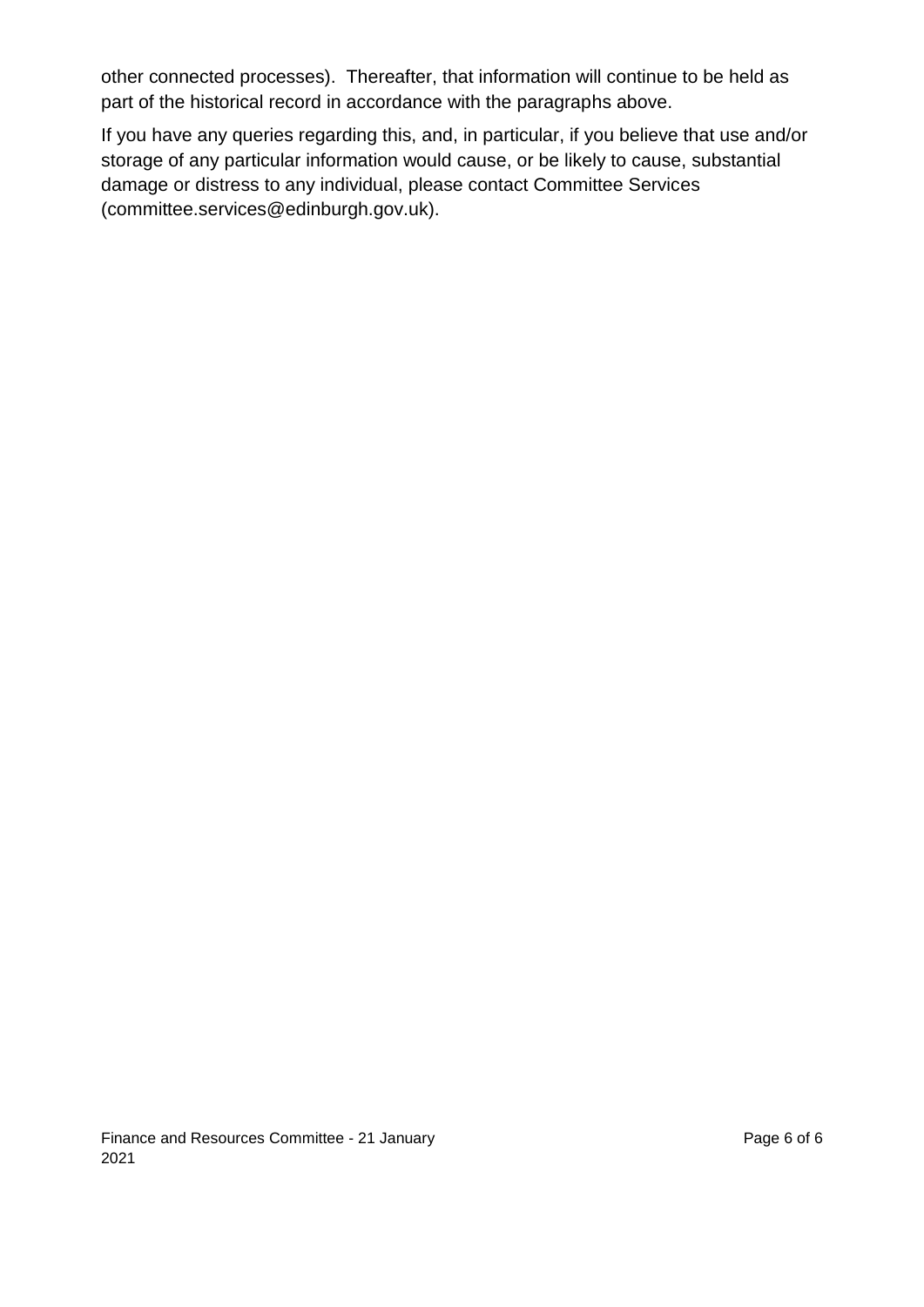other connected processes). Thereafter, that information will continue to be held as part of the historical record in accordance with the paragraphs above.

If you have any queries regarding this, and, in particular, if you believe that use and/or storage of any particular information would cause, or be likely to cause, substantial damage or distress to any individual, please contact Committee Services (committee.services@edinburgh.gov.uk).